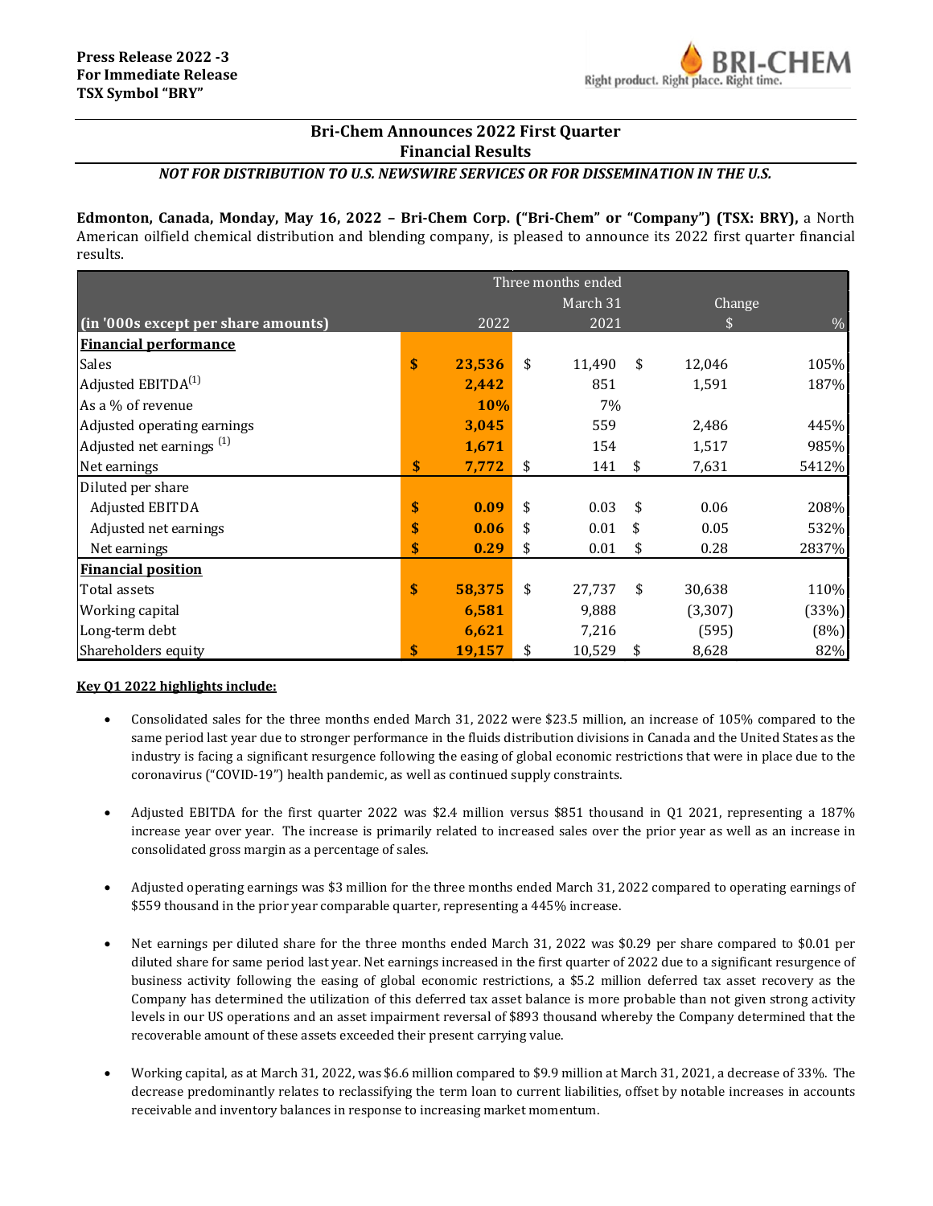**Press Release 2022 -3**
**For Immediate Release**
**TSX Symbol "BRY"**

BRI-CHEM
Right product. Right place. Right time.

# Bri-Chem Announces 2022 First Quarter Financial Results

***NOT FOR DISTRIBUTION TO U.S. NEWSWIRE SERVICES OR FOR DISSEMINATION IN THE U.S.***

**Edmonton, Canada, Monday, May 16, 2022 – Bri-Chem Corp. ("Bri-Chem" or "Company") (TSX: BRY),** a North American oilfield chemical distribution and blending company, is pleased to announce its 2022 first quarter financial results.

| | Three months ended March 31 | | Change | |
|---|---|---|---|---|
| **(in '000s except per share amounts)** | 2022 | 2021 | $ | % |
| **Financial performance** | | | | |
| Sales | **$ 23,536** | $ 11,490 | $ 12,046 | 105% |
| Adjusted EBITDA[1] | **2,442** | 851 | 1,591 | 187% |
| As a % of revenue | **10%** | 7% | | |
| Adjusted operating earnings | **3,045** | 559 | 2,486 | 445% |
| Adjusted net earnings [1] | **1,671** | 154 | 1,517 | 985% |
| Net earnings | **$ 7,772** | $ 141 | $ 7,631 | 5412% |
| Diluted per share | | | | |
| Adjusted EBITDA | **$ 0.09** | $ 0.03 | $ 0.06 | 208% |
| Adjusted net earnings | **$ 0.06** | $ 0.01 | $ 0.05 | 532% |
| Net earnings | **$ 0.29** | $ 0.01 | $ 0.28 | 2837% |
| **Financial position** | | | | |
| Total assets | **$ 58,375** | $ 27,737 | $ 30,638 | 110% |
| Working capital | **6,581** | 9,888 | (3,307) | (33%) |
| Long-term debt | **6,621** | 7,216 | (595) | (8%) |
| Shareholders equity | **$ 19,157** | $ 10,529 | $ 8,628 | 82% |

**Key Q1 2022 highlights include:**

- Consolidated sales for the three months ended March 31, 2022 were $23.5 million, an increase of 105% compared to the same period last year due to stronger performance in the fluids distribution divisions in Canada and the United States as the industry is facing a significant resurgence following the easing of global economic restrictions that were in place due to the coronavirus ("COVID-19") health pandemic, as well as continued supply constraints.

- Adjusted EBITDA for the first quarter 2022 was $2.4 million versus $851 thousand in Q1 2021, representing a 187% increase year over year. The increase is primarily related to increased sales over the prior year as well as an increase in consolidated gross margin as a percentage of sales.

- Adjusted operating earnings was $3 million for the three months ended March 31, 2022 compared to operating earnings of $559 thousand in the prior year comparable quarter, representing a 445% increase.

- Net earnings per diluted share for the three months ended March 31, 2022 was $0.29 per share compared to $0.01 per diluted share for same period last year. Net earnings increased in the first quarter of 2022 due to a significant resurgence of business activity following the easing of global economic restrictions, a $5.2 million deferred tax asset recovery as the Company has determined the utilization of this deferred tax asset balance is more probable than not given strong activity levels in our US operations and an asset impairment reversal of $893 thousand whereby the Company determined that the recoverable amount of these assets exceeded their present carrying value.

- Working capital, as at March 31, 2022, was $6.6 million compared to $9.9 million at March 31, 2021, a decrease of 33%. The decrease predominantly relates to reclassifying the term loan to current liabilities, offset by notable increases in accounts receivable and inventory balances in response to increasing market momentum.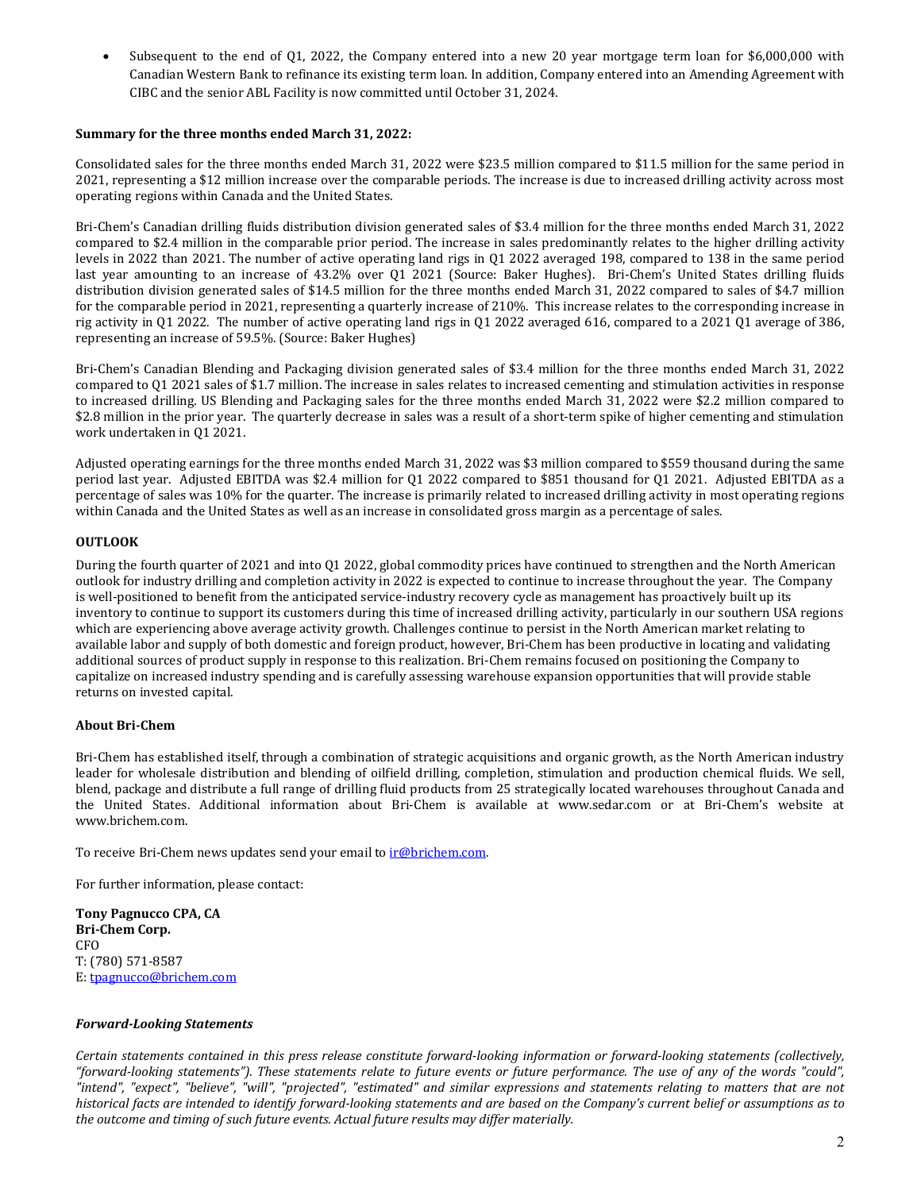- Subsequent to the end of Q1, 2022, the Company entered into a new 20 year mortgage term loan for $6,000,000 with Canadian Western Bank to refinance its existing term loan. In addition, Company entered into an Amending Agreement with CIBC and the senior ABL Facility is now committed until October 31, 2024.

**Summary for the three months ended March 31, 2022:**

Consolidated sales for the three months ended March 31, 2022 were $23.5 million compared to $11.5 million for the same period in 2021, representing a $12 million increase over the comparable periods. The increase is due to increased drilling activity across most operating regions within Canada and the United States.

Bri-Chem's Canadian drilling fluids distribution division generated sales of $3.4 million for the three months ended March 31, 2022 compared to $2.4 million in the comparable prior period. The increase in sales predominantly relates to the higher drilling activity levels in 2022 than 2021. The number of active operating land rigs in Q1 2022 averaged 198, compared to 138 in the same period last year amounting to an increase of 43.2% over Q1 2021 (Source: Baker Hughes). Bri-Chem's United States drilling fluids distribution division generated sales of $14.5 million for the three months ended March 31, 2022 compared to sales of $4.7 million for the comparable period in 2021, representing a quarterly increase of 210%. This increase relates to the corresponding increase in rig activity in Q1 2022. The number of active operating land rigs in Q1 2022 averaged 616, compared to a 2021 Q1 average of 386, representing an increase of 59.5%. (Source: Baker Hughes)

Bri-Chem's Canadian Blending and Packaging division generated sales of $3.4 million for the three months ended March 31, 2022 compared to Q1 2021 sales of $1.7 million. The increase in sales relates to increased cementing and stimulation activities in response to increased drilling. US Blending and Packaging sales for the three months ended March 31, 2022 were $2.2 million compared to $2.8 million in the prior year. The quarterly decrease in sales was a result of a short-term spike of higher cementing and stimulation work undertaken in Q1 2021.

Adjusted operating earnings for the three months ended March 31, 2022 was $3 million compared to $559 thousand during the same period last year. Adjusted EBITDA was $2.4 million for Q1 2022 compared to $851 thousand for Q1 2021. Adjusted EBITDA as a percentage of sales was 10% for the quarter. The increase is primarily related to increased drilling activity in most operating regions within Canada and the United States as well as an increase in consolidated gross margin as a percentage of sales.

**OUTLOOK**

During the fourth quarter of 2021 and into Q1 2022, global commodity prices have continued to strengthen and the North American outlook for industry drilling and completion activity in 2022 is expected to continue to increase throughout the year. The Company is well-positioned to benefit from the anticipated service-industry recovery cycle as management has proactively built up its inventory to continue to support its customers during this time of increased drilling activity, particularly in our southern USA regions which are experiencing above average activity growth. Challenges continue to persist in the North American market relating to available labor and supply of both domestic and foreign product, however, Bri-Chem has been productive in locating and validating additional sources of product supply in response to this realization. Bri-Chem remains focused on positioning the Company to capitalize on increased industry spending and is carefully assessing warehouse expansion opportunities that will provide stable returns on invested capital.

**About Bri-Chem**

Bri-Chem has established itself, through a combination of strategic acquisitions and organic growth, as the North American industry leader for wholesale distribution and blending of oilfield drilling, completion, stimulation and production chemical fluids. We sell, blend, package and distribute a full range of drilling fluid products from 25 strategically located warehouses throughout Canada and the United States. Additional information about Bri-Chem is available at www.sedar.com or at Bri-Chem's website at www.brichem.com.

To receive Bri-Chem news updates send your email to ir@brichem.com.

For further information, please contact:

**Tony Pagnucco CPA, CA**
**Bri-Chem Corp.**
CFO
T: (780) 571-8587
E: tpagnucco@brichem.com

***Forward-Looking Statements***

*Certain statements contained in this press release constitute forward-looking information or forward-looking statements (collectively, "forward-looking statements"). These statements relate to future events or future performance. The use of any of the words "could", "intend", "expect", "believe", "will", "projected", "estimated" and similar expressions and statements relating to matters that are not historical facts are intended to identify forward-looking statements and are based on the Company's current belief or assumptions as to the outcome and timing of such future events. Actual future results may differ materially.*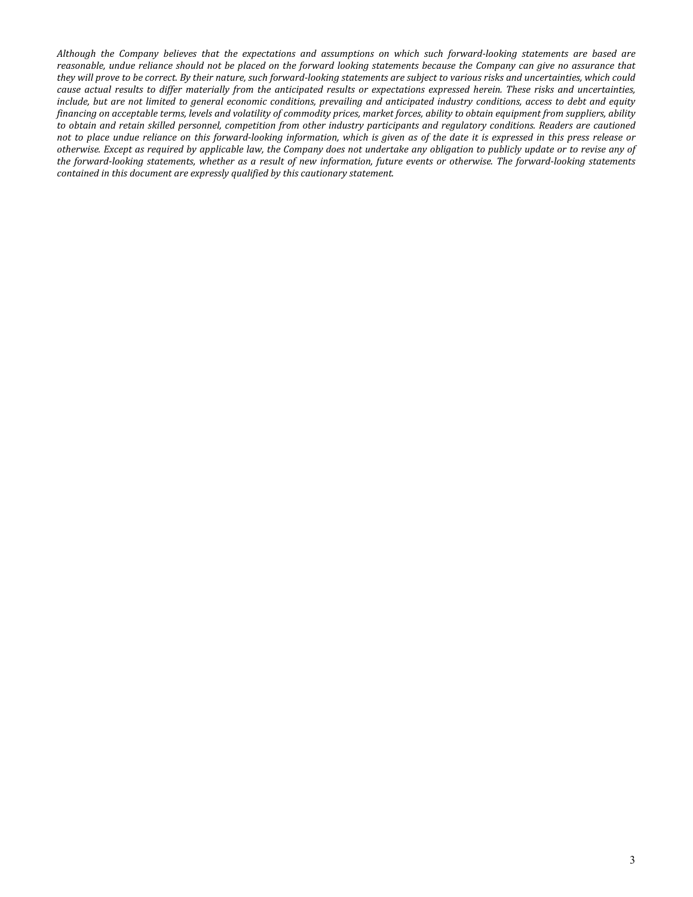*Although the Company believes that the expectations and assumptions on which such forward-looking statements are based are reasonable, undue reliance should not be placed on the forward looking statements because the Company can give no assurance that they will prove to be correct. By their nature, such forward-looking statements are subject to various risks and uncertainties, which could cause actual results to differ materially from the anticipated results or expectations expressed herein. These risks and uncertainties, include, but are not limited to general economic conditions, prevailing and anticipated industry conditions, access to debt and equity financing on acceptable terms, levels and volatility of commodity prices, market forces, ability to obtain equipment from suppliers, ability to obtain and retain skilled personnel, competition from other industry participants and regulatory conditions. Readers are cautioned not to place undue reliance on this forward-looking information, which is given as of the date it is expressed in this press release or otherwise. Except as required by applicable law, the Company does not undertake any obligation to publicly update or to revise any of the forward-looking statements, whether as a result of new information, future events or otherwise. The forward-looking statements contained in this document are expressly qualified by this cautionary statement.*